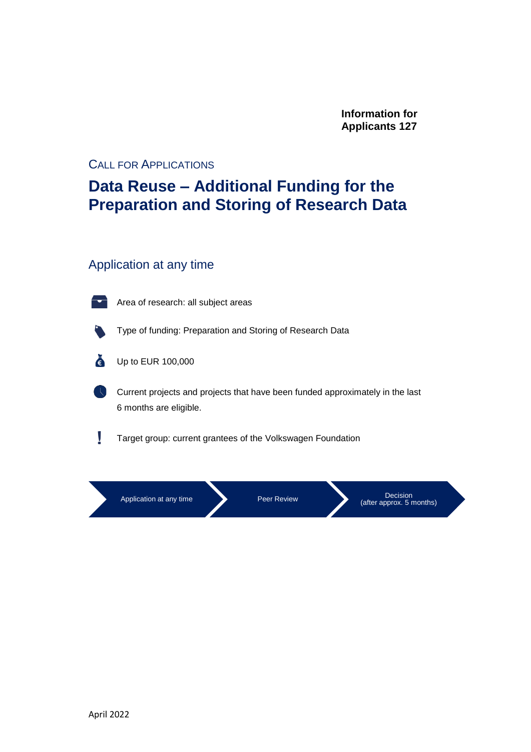**Information for Applicants 127**

CALL FOR APPLICATIONS

# Data Reuse – Additional Funding for the Preparation and Storing of Research Data

## Application at any time

- Area of research: all subject areas
- Type of funding: Preparation and Storing of Research Data
- Up to EUR 100,000
- Current projects and projects that have been funded approximately in the last 6 months are eligible.
- Target group: current grantees of the Volkswagen Foundation

Application at any time → Peer Review → Decision (after approx. 5 months)

April 2022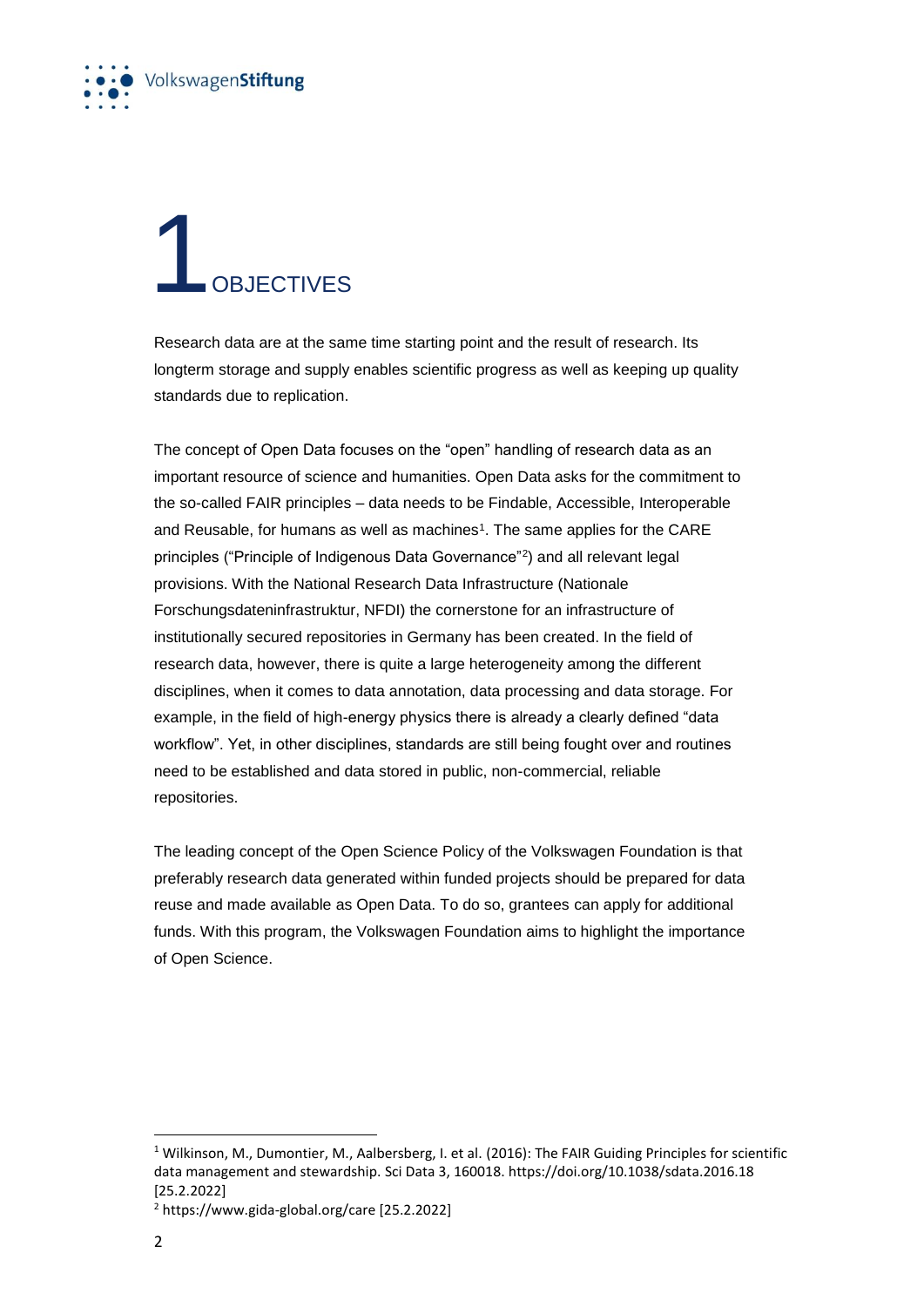# 1 OBJECTIVES

Research data are at the same time starting point and the result of research. Its longterm storage and supply enables scientific progress as well as keeping up quality standards due to replication.

The concept of Open Data focuses on the "open" handling of research data as an important resource of science and humanities. Open Data asks for the commitment to the so-called FAIR principles – data needs to be Findable, Accessible, Interoperable and Reusable, for humans as well as machines[1]. The same applies for the CARE principles ("Principle of Indigenous Data Governance"[2]) and all relevant legal provisions. With the National Research Data Infrastructure (Nationale Forschungsdateninfrastruktur, NFDI) the cornerstone for an infrastructure of institutionally secured repositories in Germany has been created. In the field of research data, however, there is quite a large heterogeneity among the different disciplines, when it comes to data annotation, data processing and data storage. For example, in the field of high-energy physics there is already a clearly defined "data workflow". Yet, in other disciplines, standards are still being fought over and routines need to be established and data stored in public, non-commercial, reliable repositories.

The leading concept of the Open Science Policy of the Volkswagen Foundation is that preferably research data generated within funded projects should be prepared for data reuse and made available as Open Data. To do so, grantees can apply for additional funds. With this program, the Volkswagen Foundation aims to highlight the importance of Open Science.

---

[1] Wilkinson, M., Dumontier, M., Aalbersberg, I. et al. (2016): The FAIR Guiding Principles for scientific data management and stewardship. Sci Data 3, 160018. https://doi.org/10.1038/sdata.2016.18 [25.2.2022]

[2] https://www.gida-global.org/care [25.2.2022]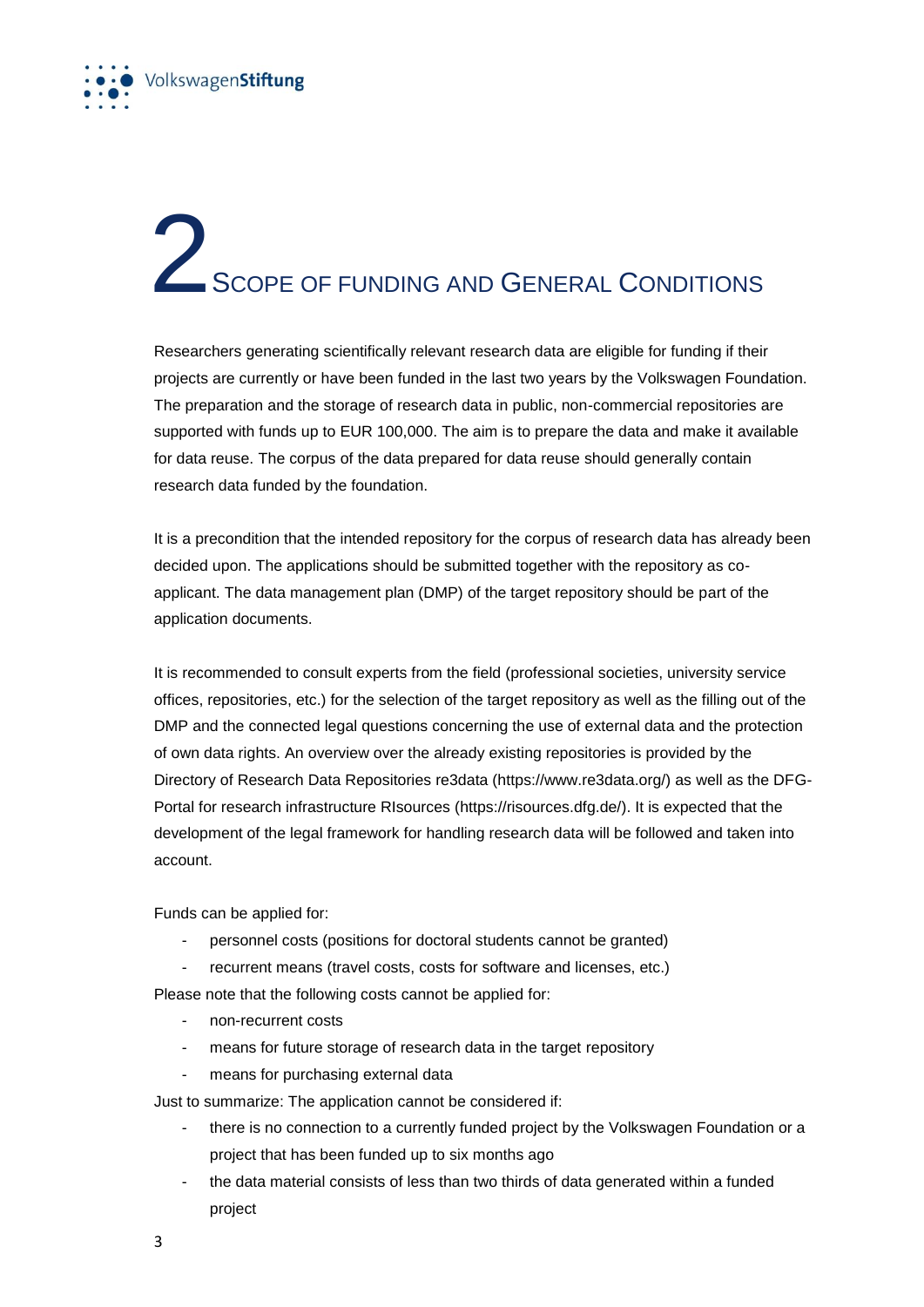# 2 SCOPE OF FUNDING AND GENERAL CONDITIONS

Researchers generating scientifically relevant research data are eligible for funding if their projects are currently or have been funded in the last two years by the Volkswagen Foundation. The preparation and the storage of research data in public, non-commercial repositories are supported with funds up to EUR 100,000. The aim is to prepare the data and make it available for data reuse. The corpus of the data prepared for data reuse should generally contain research data funded by the foundation.

It is a precondition that the intended repository for the corpus of research data has already been decided upon. The applications should be submitted together with the repository as co-applicant. The data management plan (DMP) of the target repository should be part of the application documents.

It is recommended to consult experts from the field (professional societies, university service offices, repositories, etc.) for the selection of the target repository as well as the filling out of the DMP and the connected legal questions concerning the use of external data and the protection of own data rights. An overview over the already existing repositories is provided by the Directory of Research Data Repositories re3data (https://www.re3data.org/) as well as the DFG-Portal for research infrastructure RIsources (https://risources.dfg.de/). It is expected that the development of the legal framework for handling research data will be followed and taken into account.

Funds can be applied for:

- personnel costs (positions for doctoral students cannot be granted)
- recurrent means (travel costs, costs for software and licenses, etc.)

Please note that the following costs cannot be applied for:

- non-recurrent costs
- means for future storage of research data in the target repository
- means for purchasing external data

Just to summarize: The application cannot be considered if:

- there is no connection to a currently funded project by the Volkswagen Foundation or a project that has been funded up to six months ago
- the data material consists of less than two thirds of data generated within a funded project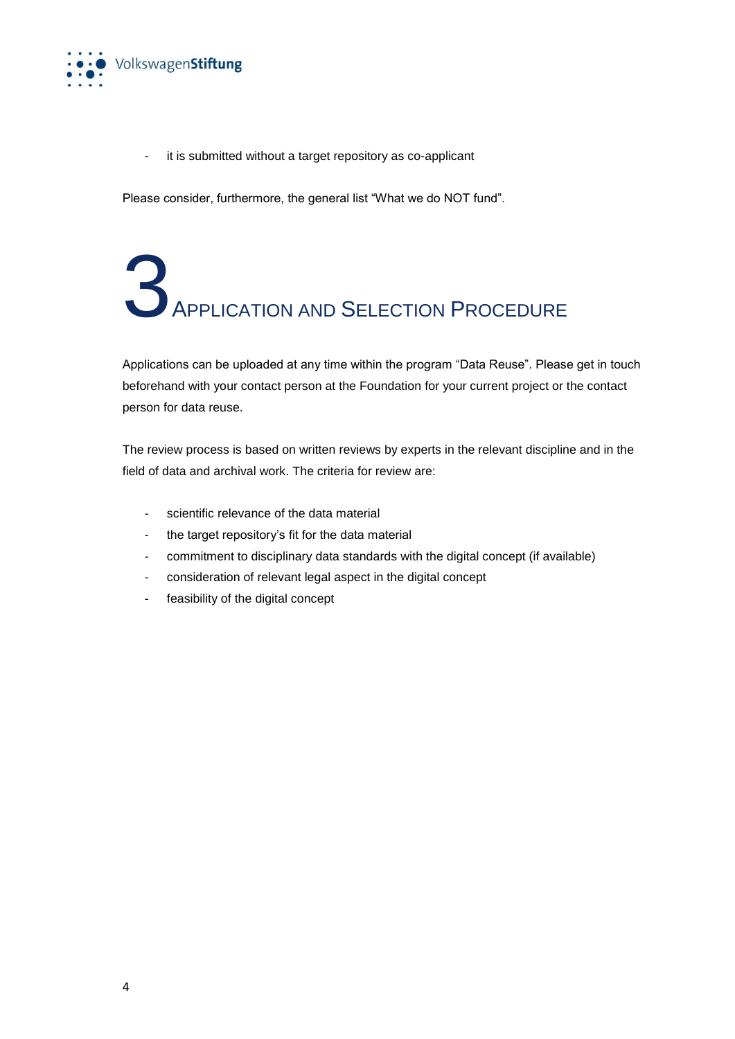- it is submitted without a target repository as co-applicant

Please consider, furthermore, the general list "What we do NOT fund".

# 3 Application and Selection Procedure

Applications can be uploaded at any time within the program "Data Reuse". Please get in touch beforehand with your contact person at the Foundation for your current project or the contact person for data reuse.

The review process is based on written reviews by experts in the relevant discipline and in the field of data and archival work. The criteria for review are:

- scientific relevance of the data material
- the target repository's fit for the data material
- commitment to disciplinary data standards with the digital concept (if available)
- consideration of relevant legal aspect in the digital concept
- feasibility of the digital concept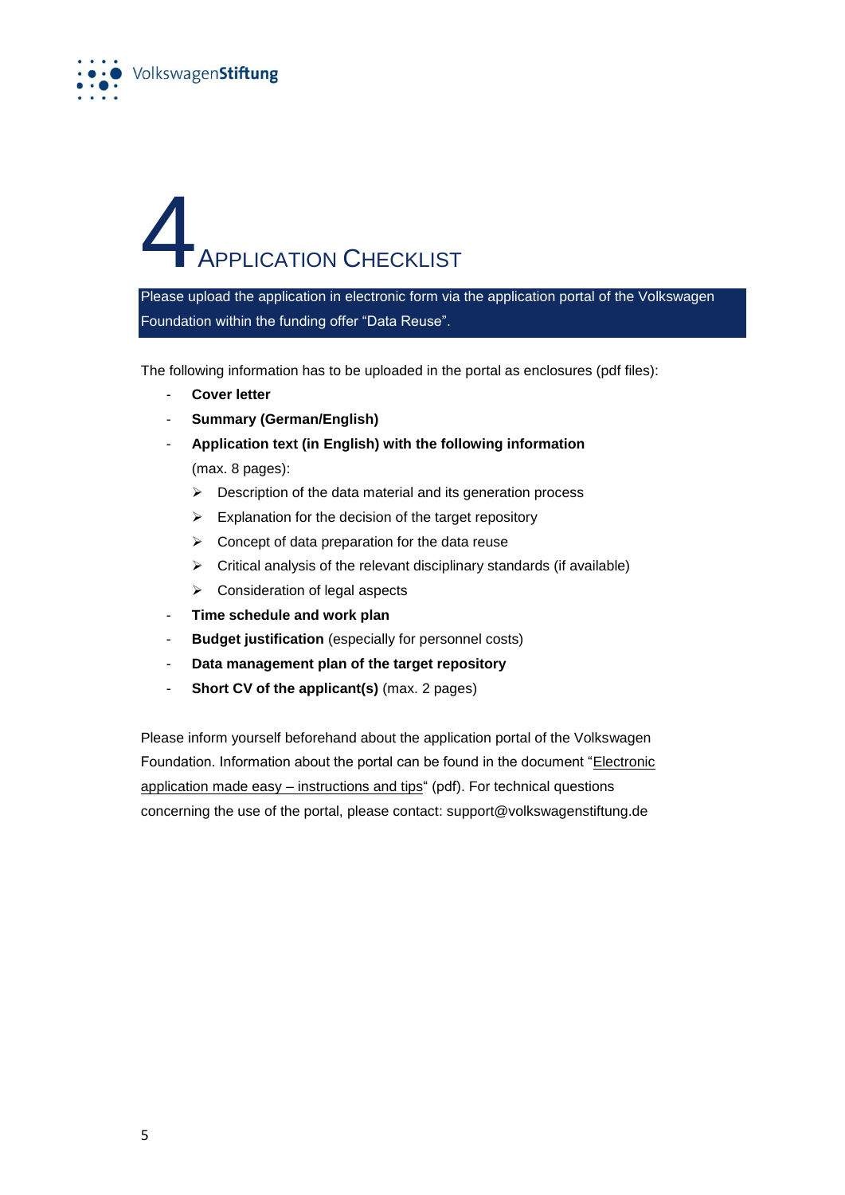# 4 Application Checklist

Please upload the application in electronic form via the application portal of the Volkswagen Foundation within the funding offer "Data Reuse".

The following information has to be uploaded in the portal as enclosures (pdf files):

- **Cover letter**
- **Summary (German/English)**
- **Application text (in English) with the following information** (max. 8 pages):
  - Description of the data material and its generation process
  - Explanation for the decision of the target repository
  - Concept of data preparation for the data reuse
  - Critical analysis of the relevant disciplinary standards (if available)
  - Consideration of legal aspects
- **Time schedule and work plan**
- **Budget justification** (especially for personnel costs)
- **Data management plan of the target repository**
- **Short CV of the applicant(s)** (max. 2 pages)

Please inform yourself beforehand about the application portal of the Volkswagen Foundation. Information about the portal can be found in the document "Electronic application made easy – instructions and tips" (pdf). For technical questions concerning the use of the portal, please contact: support@volkswagenstiftung.de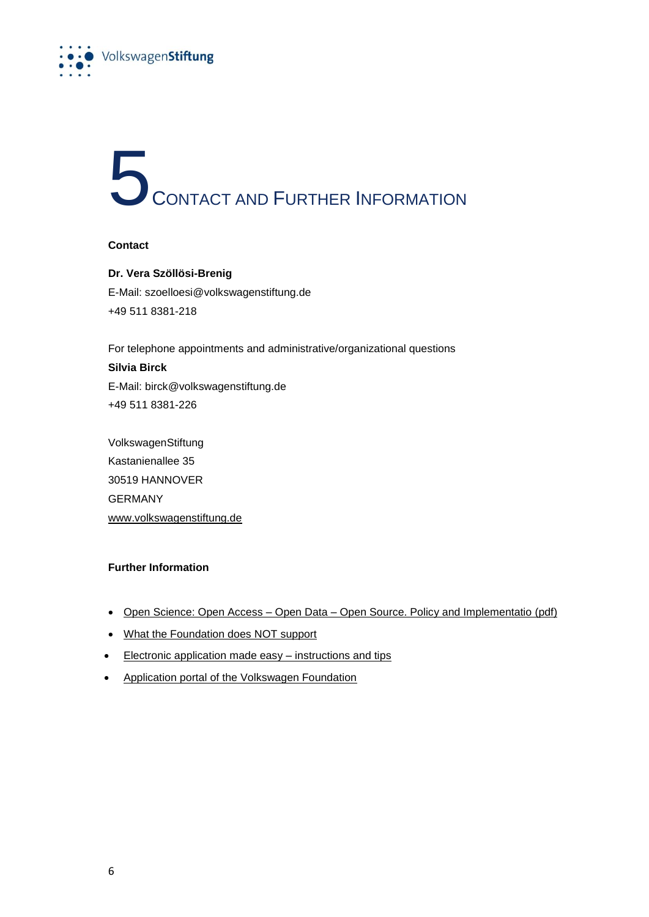# 5 Contact and Further Information

**Contact**

**Dr. Vera Szöllösi-Brenig**
E-Mail: szoelloesi@volkswagenstiftung.de
+49 511 8381-218

For telephone appointments and administrative/organizational questions
**Silvia Birck**
E-Mail: birck@volkswagenstiftung.de
+49 511 8381-226

VolkswagenStiftung
Kastanienallee 35
30519 HANNOVER
GERMANY
www.volkswagenstiftung.de

**Further Information**

- Open Science: Open Access – Open Data – Open Source. Policy and Implementatio (pdf)
- What the Foundation does NOT support
- Electronic application made easy – instructions and tips
- Application portal of the Volkswagen Foundation